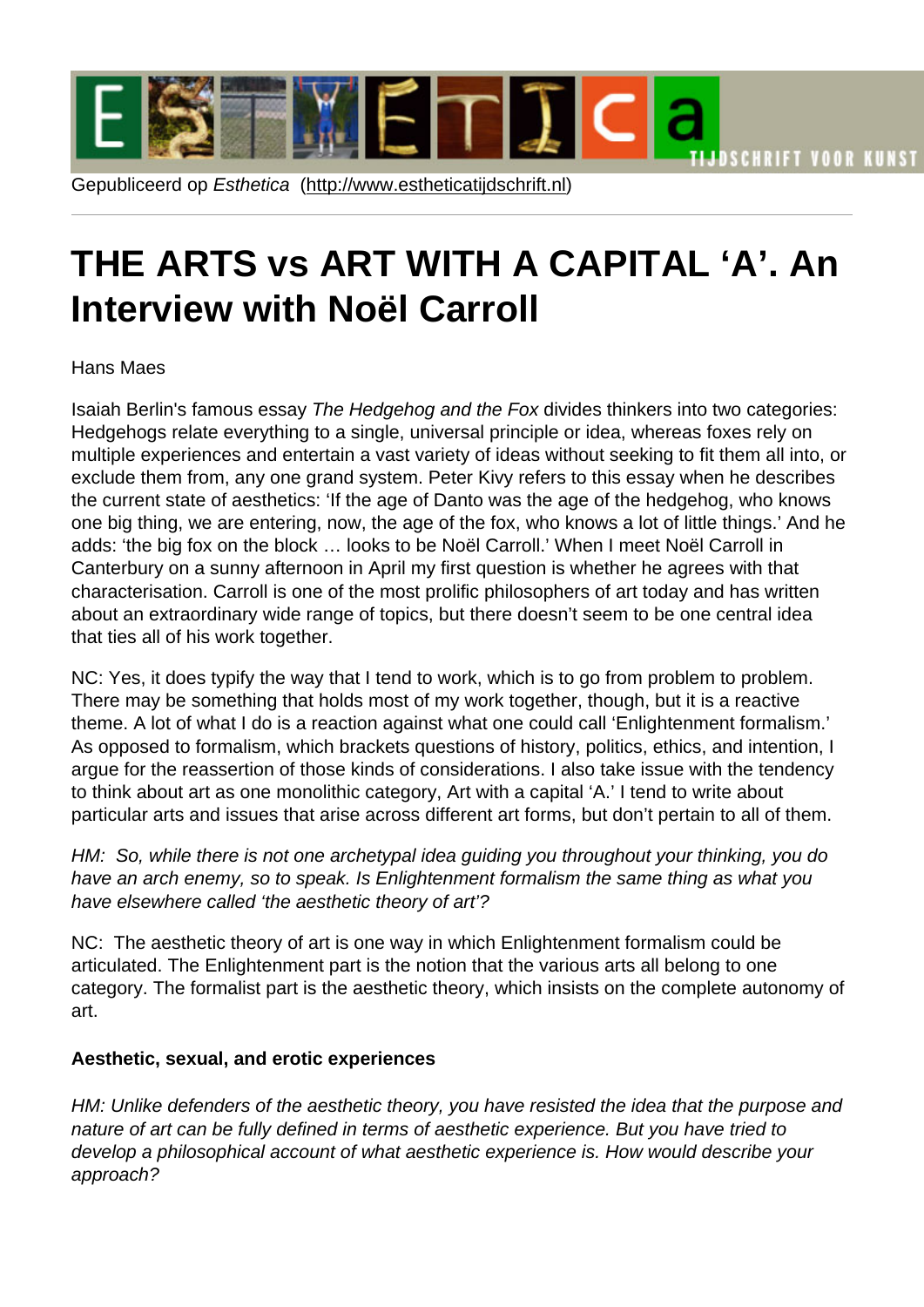Gepubliceerd op *Esthetica* (http://www.estheticatijdschrift.nl)

# THE ARTS vs ART WITH A CAPITAL 'A'. An Interview with Noël Carroll

Hans Maes

Isaiah Berlin's famous essay *The Hedgehog and the Fox* divides thinkers into two categories: Hedgehogs relate everything to a single, universal principle or idea, whereas foxes rely on multiple experiences and entertain a vast variety of ideas without seeking to fit them all into, or exclude them from, any one grand system. Peter Kivy refers to this essay when he describes the current state of aesthetics: 'If the age of Danto was the age of the hedgehog, who knows one big thing, we are entering, now, the age of the fox, who knows a lot of little things.' And he adds: 'the big fox on the block … looks to be Noël Carroll.' When I meet Noël Carroll in Canterbury on a sunny afternoon in April my first question is whether he agrees with that characterisation. Carroll is one of the most prolific philosophers of art today and has written about an extraordinary wide range of topics, but there doesn't seem to be one central idea that ties all of his work together.

NC: Yes, it does typify the way that I tend to work, which is to go from problem to problem. There may be something that holds most of my work together, though, but it is a reactive theme. A lot of what I do is a reaction against what one could call 'Enlightenment formalism.' As opposed to formalism, which brackets questions of history, politics, ethics, and intention, I argue for the reassertion of those kinds of considerations. I also take issue with the tendency to think about art as one monolithic category, Art with a capital 'A.' I tend to write about particular arts and issues that arise across different art forms, but don't pertain to all of them.

*HM: So, while there is not one archetypal idea guiding you throughout your thinking, you do have an arch enemy, so to speak. Is Enlightenment formalism the same thing as what you have elsewhere called 'the aesthetic theory of art'?*

NC: The aesthetic theory of art is one way in which Enlightenment formalism could be articulated. The Enlightenment part is the notion that the various arts all belong to one category. The formalist part is the aesthetic theory, which insists on the complete autonomy of art.

**Aesthetic, sexual, and erotic experiences**

*HM: Unlike defenders of the aesthetic theory, you have resisted the idea that the purpose and nature of art can be fully defined in terms of aesthetic experience. But you have tried to develop a philosophical account of what aesthetic experience is. How would describe your approach?*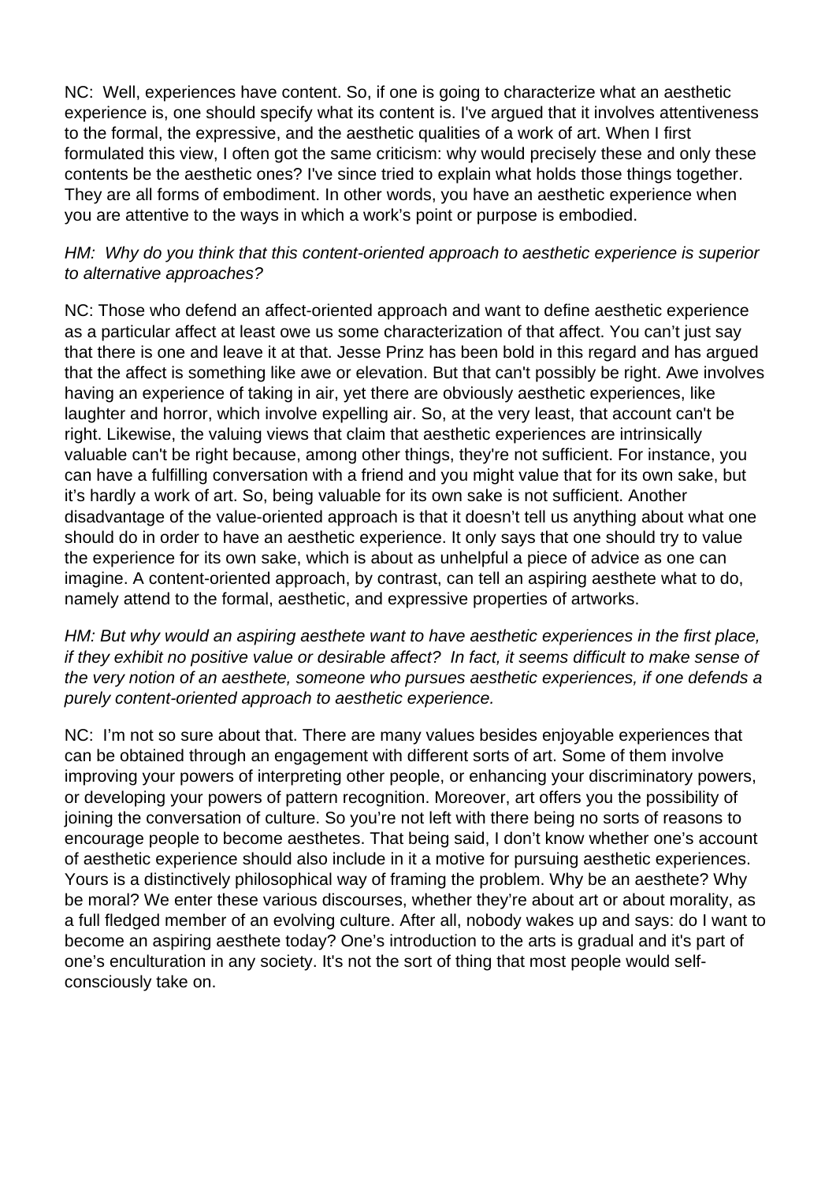NC: Well, experiences have content. So, if one is going to characterize what an aesthetic experience is, one should specify what its content is. I've argued that it involves attentiveness to the formal, the expressive, and the aesthetic qualities of a work of art. When I first formulated this view, I often got the same criticism: why would precisely these and only these contents be the aesthetic ones? I've since tried to explain what holds those things together. They are all forms of embodiment. In other words, you have an aesthetic experience when you are attentive to the ways in which a work's point or purpose is embodied.

*HM: Why do you think that this content-oriented approach to aesthetic experience is superior to alternative approaches?*

NC: Those who defend an affect-oriented approach and want to define aesthetic experience as a particular affect at least owe us some characterization of that affect. You can't just say that there is one and leave it at that. Jesse Prinz has been bold in this regard and has argued that the affect is something like awe or elevation. But that can't possibly be right. Awe involves having an experience of taking in air, yet there are obviously aesthetic experiences, like laughter and horror, which involve expelling air. So, at the very least, that account can't be right. Likewise, the valuing views that claim that aesthetic experiences are intrinsically valuable can't be right because, among other things, they're not sufficient. For instance, you can have a fulfilling conversation with a friend and you might value that for its own sake, but it's hardly a work of art. So, being valuable for its own sake is not sufficient. Another disadvantage of the value-oriented approach is that it doesn't tell us anything about what one should do in order to have an aesthetic experience. It only says that one should try to value the experience for its own sake, which is about as unhelpful a piece of advice as one can imagine. A content-oriented approach, by contrast, can tell an aspiring aesthete what to do, namely attend to the formal, aesthetic, and expressive properties of artworks.

*HM: But why would an aspiring aesthete want to have aesthetic experiences in the first place, if they exhibit no positive value or desirable affect? In fact, it seems difficult to make sense of the very notion of an aesthete, someone who pursues aesthetic experiences, if one defends a purely content-oriented approach to aesthetic experience.*

NC: I'm not so sure about that. There are many values besides enjoyable experiences that can be obtained through an engagement with different sorts of art. Some of them involve improving your powers of interpreting other people, or enhancing your discriminatory powers, or developing your powers of pattern recognition. Moreover, art offers you the possibility of joining the conversation of culture. So you're not left with there being no sorts of reasons to encourage people to become aesthetes. That being said, I don't know whether one's account of aesthetic experience should also include in it a motive for pursuing aesthetic experiences. Yours is a distinctively philosophical way of framing the problem. Why be an aesthete? Why be moral? We enter these various discourses, whether they're about art or about morality, as a full fledged member of an evolving culture. After all, nobody wakes up and says: do I want to become an aspiring aesthete today? One's introduction to the arts is gradual and it's part of one's enculturation in any society. It's not the sort of thing that most people would self-consciously take on.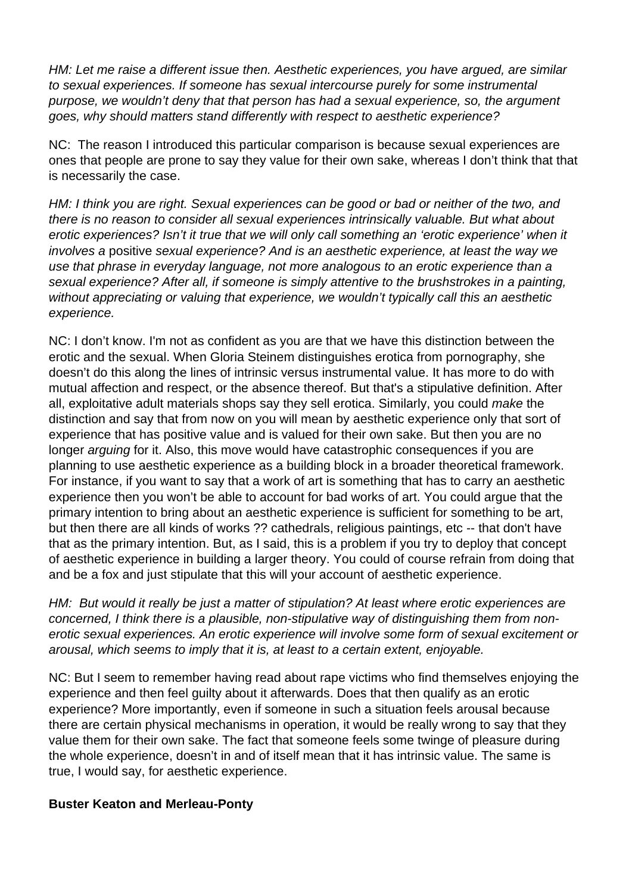*HM: Let me raise a different issue then. Aesthetic experiences, you have argued, are similar to sexual experiences. If someone has sexual intercourse purely for some instrumental purpose, we wouldn't deny that that person has had a sexual experience, so, the argument goes, why should matters stand differently with respect to aesthetic experience?*

NC: The reason I introduced this particular comparison is because sexual experiences are ones that people are prone to say they value for their own sake, whereas I don't think that that is necessarily the case.

*HM: I think you are right. Sexual experiences can be good or bad or neither of the two, and there is no reason to consider all sexual experiences intrinsically valuable. But what about erotic experiences? Isn't it true that we will only call something an 'erotic experience' when it involves a* positive *sexual experience? And is an aesthetic experience, at least the way we use that phrase in everyday language, not more analogous to an erotic experience than a sexual experience? After all, if someone is simply attentive to the brushstrokes in a painting, without appreciating or valuing that experience, we wouldn't typically call this an aesthetic experience.*

NC: I don't know. I'm not as confident as you are that we have this distinction between the erotic and the sexual. When Gloria Steinem distinguishes erotica from pornography, she doesn't do this along the lines of intrinsic versus instrumental value. It has more to do with mutual affection and respect, or the absence thereof. But that's a stipulative definition. After all, exploitative adult materials shops says they sell erotica. Similarly, you could *make* the distinction and say that from now on you will mean by aesthetic experience only that sort of experience that has positive value and is valued for their own sake. But then you are no longer *arguing* for it. Also, this move would have catastrophic consequences if you are planning to use aesthetic experience as a building block in a broader theoretical framework. For instance, if you want to say that a work of art is something that has to carry an aesthetic experience then you won't be able to account for bad works of art. You could argue that the primary intention to bring about an aesthetic experience is sufficient for something to be art, but then there are all kinds of works ?? cathedrals, religious paintings, etc -- that don't have that as the primary intention. But, as I said, this is a problem if you try to deploy that concept of aesthetic experience in building a larger theory. You could of course refrain from doing that and be a fox and just stipulate that this will your account of aesthetic experience.

*HM: But would it really be just a matter of stipulation? At least where erotic experiences are concerned, I think there is a plausible, non-stipulative way of distinguishing them from non-erotic sexual experiences. An erotic experience will involve some form of sexual excitement or arousal, which seems to imply that it is, at least to a certain extent, enjoyable.*

NC: But I seem to remember having read about rape victims who find themselves enjoying the experience and then feel guilty about it afterwards. Does that then qualify as an erotic experience? More importantly, even if someone in such a situation feels arousal because there are certain physical mechanisms in operation, it would be really wrong to say that they value them for their own sake. The fact that someone feels some twinge of pleasure during the whole experience, doesn't in and of itself mean that it has intrinsic value. The same is true, I would say, for aesthetic experience.

**Buster Keaton and Merleau-Ponty**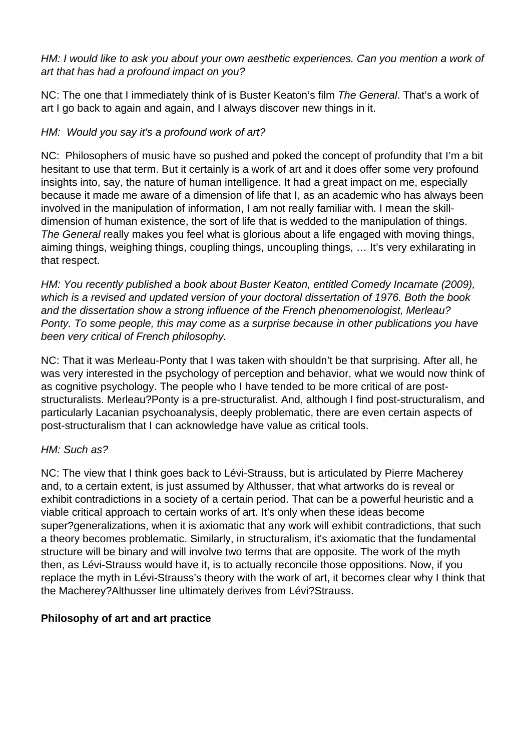*HM: I would like to ask you about your own aesthetic experiences. Can you mention a work of art that has had a profound impact on you?*

NC: The one that I immediately think of is Buster Keaton's film *The General*. That's a work of art I go back to again and again, and I always discover new things in it.

*HM: Would you say it's a profound work of art?*

NC: Philosophers of music have so pushed and poked the concept of profundity that I'm a bit hesitant to use that term. But it certainly is a work of art and it does offer some very profound insights into, say, the nature of human intelligence. It had a great impact on me, especially because it made me aware of a dimension of life that I, as an academic who has always been involved in the manipulation of information, I am not really familiar with. I mean the skill-dimension of human existence, the sort of life that is wedded to the manipulation of things. *The General* really makes you feel what is glorious about a life engaged with moving things, aiming things, weighing things, coupling things, uncoupling things, … It's very exhilarating in that respect.

*HM: You recently published a book about Buster Keaton, entitled Comedy Incarnate (2009), which is a revised and updated version of your doctoral dissertation of 1976. Both the book and the dissertation show a strong influence of the French phenomenologist, Merleau?Ponty. To some people, this may come as a surprise because in other publications you have been very critical of French philosophy.*

NC: That it was Merleau-Ponty that I was taken with shouldn't be that surprising. After all, he was very interested in the psychology of perception and behavior, what we would now think of as cognitive psychology. The people who I have tended to be more critical of are post-structuralists. Merleau?Ponty is a pre-structuralist. And, although I find post-structuralism, and particularly Lacanian psychoanalysis, deeply problematic, there are even certain aspects of post-structuralism that I can acknowledge have value as critical tools.

*HM: Such as?*

NC: The view that I think goes back to Lévi-Strauss, but is articulated by Pierre Macherey and, to a certain extent, is just assumed by Althusser, that what artworks do is reveal or exhibit contradictions in a society of a certain period. That can be a powerful heuristic and a viable critical approach to certain works of art. It's only when these ideas become super?generalizations, when it is axiomatic that any work will exhibit contradictions, that such a theory becomes problematic. Similarly, in structuralism, it's axiomatic that the fundamental structure will be binary and will involve two terms that are opposite. The work of the myth then, as Lévi-Strauss would have it, is to actually reconcile those oppositions. Now, if you replace the myth in Lévi-Strauss's theory with the work of art, it becomes clear why I think that the Macherey?Althusser line ultimately derives from Lévi?Strauss.

**Philosophy of art and art practice**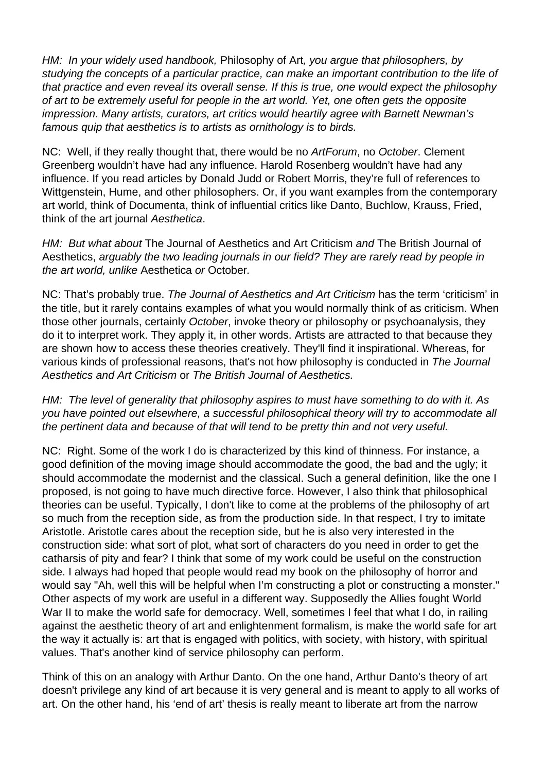*HM: In your widely used handbook,* Philosophy of Art*, you argue that philosophers, by studying the concepts of a particular practice, can make an important contribution to the life of that practice and even reveal its overall sense. If this is true, one would expect the philosophy of art to be extremely useful for people in the art world. Yet, one often gets the opposite impression. Many artists, curators, art critics would heartily agree with Barnett Newman's famous quip that aesthetics is to artists as ornithology is to birds.*

NC: Well, if they really thought that, there would be no *ArtForum*, no *October*. Clement Greenberg wouldn't have had any influence. Harold Rosenberg wouldn't have had any influence. If you read articles by Donald Judd or Robert Morris, they're full of references to Wittgenstein, Hume, and other philosophers. Or, if you want examples from the contemporary art world, think of Documenta, think of influential critics like Danto, Buchlow, Krauss, Fried, think of the art journal *Aesthetica*.

*HM: But what about* The Journal of Aesthetics and Art Criticism *and* The British Journal of Aesthetics*, arguably the two leading journals in our field? They are rarely read by people in the art world, unlike* Aesthetica *or* October*.*

NC: That's probably true. *The Journal of Aesthetics and Art Criticism* has the term 'criticism' in the title, but it rarely contains examples of what you would normally think of as criticism. When those other journals, certainly *October*, invoke theory or philosophy or psychoanalysis, they do it to interpret work. They apply it, in other words. Artists are attracted to that because they are shown how to access these theories creatively. They'll find it inspirational. Whereas, for various kinds of professional reasons, that's not how philosophy is conducted in *The Journal Aesthetics and Art Criticism* or *The British Journal of Aesthetics.*

*HM: The level of generality that philosophy aspires to must have something to do with it. As you have pointed out elsewhere, a successful philosophical theory will try to accommodate all the pertinent data and because of that will tend to be pretty thin and not very useful.*

NC: Right. Some of the work I do is characterized by this kind of thinness. For instance, a good definition of the moving image should accommodate the good, the bad and the ugly; it should accommodate the modernist and the classical. Such a general definition, like the one I proposed, is not going to have much directive force. However, I also think that philosophical theories can be useful. Typically, I don't like to come at the problems of the philosophy of art so much from the reception side, as from the production side. In that respect, I try to imitate Aristotle. Aristotle cares about the reception side, but he is also very interested in the construction side: what sort of plot, what sort of characters do you need in order to get the catharsis of pity and fear? I think that some of my work could be useful on the construction side. I always had hoped that people would read my book on the philosophy of horror and would say "Ah, well this will be helpful when I'm constructing a plot or constructing a monster." Other aspects of my work are useful in a different way. Supposedly the Allies fought World War II to make the world safe for democracy. Well, sometimes I feel that what I do, in railing against the aesthetic theory of art and enlightenment formalism, is make the world safe for art the way it actually is: art that is engaged with politics, with society, with history, with spiritual values. That's another kind of service philosophy can perform.

Think of this on an analogy with Arthur Danto. On the one hand, Arthur Danto's theory of art doesn't privilege any kind of art because it is very general and is meant to apply to all works of art. On the other hand, his 'end of art' thesis is really meant to liberate art from the narrow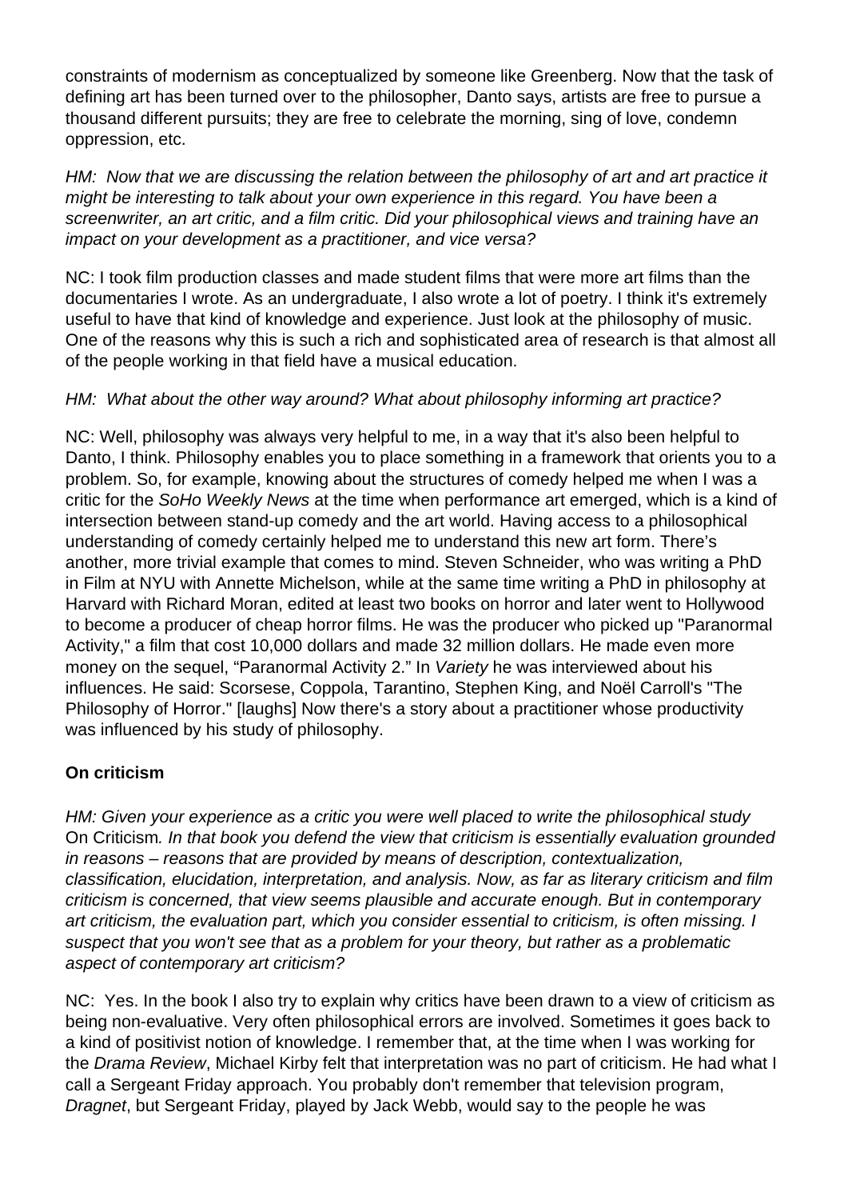constraints of modernism as conceptualized by someone like Greenberg. Now that the task of defining art has been turned over to the philosopher, Danto says, artists are free to pursue a thousand different pursuits; they are free to celebrate the morning, sing of love, condemn oppression, etc.

*HM: Now that we are discussing the relation between the philosophy of art and art practice it might be interesting to talk about your own experience in this regard. You have been a screenwriter, an art critic, and a film critic. Did your philosophical views and training have an impact on your development as a practitioner, and vice versa?*

NC: I took film production classes and made student films that were more art films than the documentaries I wrote. As an undergraduate, I also wrote a lot of poetry. I think it's extremely useful to have that kind of knowledge and experience. Just look at the philosophy of music. One of the reasons why this is such a rich and sophisticated area of research is that almost all of the people working in that field have a musical education.

*HM: What about the other way around? What about philosophy informing art practice?*

NC: Well, philosophy was always very helpful to me, in a way that it's also been helpful to Danto, I think. Philosophy enables you to place something in a framework that orients you to a problem. So, for example, knowing about the structures of comedy helped me when I was a critic for the *SoHo Weekly News* at the time when performance art emerged, which is a kind of intersection between stand-up comedy and the art world. Having access to a philosophical understanding of comedy certainly helped me to understand this new art form. There's another, more trivial example that comes to mind. Steven Schneider, who was writing a PhD in Film at NYU with Annette Michelson, while at the same time writing a PhD in philosophy at Harvard with Richard Moran, edited at least two books on horror and later went to Hollywood to become a producer of cheap horror films. He was the producer who picked up "Paranormal Activity," a film that cost 10,000 dollars and made 32 million dollars. He made even more money on the sequel, "Paranormal Activity 2." In *Variety* he was interviewed about his influences. He said: Scorsese, Coppola, Tarantino, Stephen King, and Noël Carroll's "The Philosophy of Horror." [laughs] Now there's a story about a practitioner whose productivity was influenced by his study of philosophy.

**On criticism**

*HM: Given your experience as a critic you were well placed to write the philosophical study* On Criticism*. In that book you defend the view that criticism is essentially evaluation grounded in reasons – reasons that are provided by means of description, contextualization, classification, elucidation, interpretation, and analysis. Now, as far as literary criticism and film criticism is concerned, that view seems plausible and accurate enough. But in contemporary art criticism, the evaluation part, which you consider essential to criticism, is often missing. I suspect that you won't see that as a problem for your theory, but rather as a problematic aspect of contemporary art criticism?*

NC: Yes. In the book I also try to explain why critics have been drawn to a view of criticism as being non-evaluative. Very often philosophical errors are involved. Sometimes it goes back to a kind of positivist notion of knowledge. I remember that, at the time when I was working for the *Drama Review*, Michael Kirby felt that interpretation was no part of criticism. He had what I call a Sergeant Friday approach. You probably don't remember that television program, *Dragnet*, but Sergeant Friday, played by Jack Webb, would say to the people he was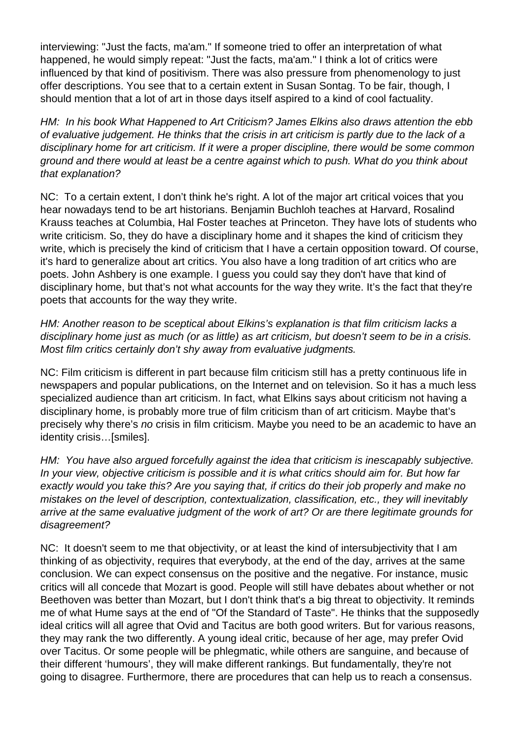interviewing: "Just the facts, ma'am." If someone tried to offer an interpretation of what happened, he would simply repeat: "Just the facts, ma'am." I think a lot of critics were influenced by that kind of positivism. There was also pressure from phenomenology to just offer descriptions. You see that to a certain extent in Susan Sontag. To be fair, though, I should mention that a lot of art in those days itself aspired to a kind of cool factuality.

*HM: In his book What Happened to Art Criticism? James Elkins also draws attention the ebb of evaluative judgement. He thinks that the crisis in art criticism is partly due to the lack of a disciplinary home for art criticism. If it were a proper discipline, there would be some common ground and there would at least be a centre against which to push. What do you think about that explanation?*

NC: To a certain extent, I don't think he's right. A lot of the major art critical voices that you hear nowadays tend to be art historians. Benjamin Buchloh teaches at Harvard, Rosalind Krauss teaches at Columbia, Hal Foster teaches at Princeton. They have lots of students who write criticism. So, they do have a disciplinary home and it shapes the kind of criticism they write, which is precisely the kind of criticism that I have a certain opposition toward. Of course, it's hard to generalize about art critics. You also have a long tradition of art critics who are poets. John Ashbery is one example. I guess you could say they don't have that kind of disciplinary home, but that's not what accounts for the way they write. It's the fact that they're poets that accounts for the way they write.

*HM: Another reason to be sceptical about Elkins's explanation is that film criticism lacks a disciplinary home just as much (or as little) as art criticism, but doesn't seem to be in a crisis. Most film critics certainly don't shy away from evaluative judgments.*

NC: Film criticism is different in part because film criticism still has a pretty continuous life in newspapers and popular publications, on the Internet and on television. So it has a much less specialized audience than art criticism. In fact, what Elkins says about criticism not having a disciplinary home, is probably more true of film criticism than of art criticism. Maybe that's precisely why there's *no* crisis in film criticism. Maybe you need to be an academic to have an identity crisis…[smiles].

*HM: You have also argued forcefully against the idea that criticism is inescapably subjective. In your view, objective criticism is possible and it is what critics should aim for. But how far exactly would you take this? Are you saying that, if critics do their job properly and make no mistakes on the level of description, contextualization, classification, etc., they will inevitably arrive at the same evaluative judgment of the work of art? Or are there legitimate grounds for disagreement?*

NC: It doesn't seem to me that objectivity, or at least the kind of intersubjectivity that I am thinking of as objectivity, requires that everybody, at the end of the day, arrives at the same conclusion. We can expect consensus on the positive and the negative. For instance, music critics will all concede that Mozart is good. People will still have debates about whether or not Beethoven was better than Mozart, but I don't think that's a big threat to objectivity. It reminds me of what Hume says at the end of "Of the Standard of Taste". He thinks that the supposedly ideal critics will all agree that Ovid and Tacitus are both good writers. But for various reasons, they may rank the two differently. A young ideal critic, because of her age, may prefer Ovid over Tacitus. Or some people will be phlegmatic, while others are sanguine, and because of their different 'humours', they will make different rankings. But fundamentally, they're not going to disagree. Furthermore, there are procedures that can help us to reach a consensus.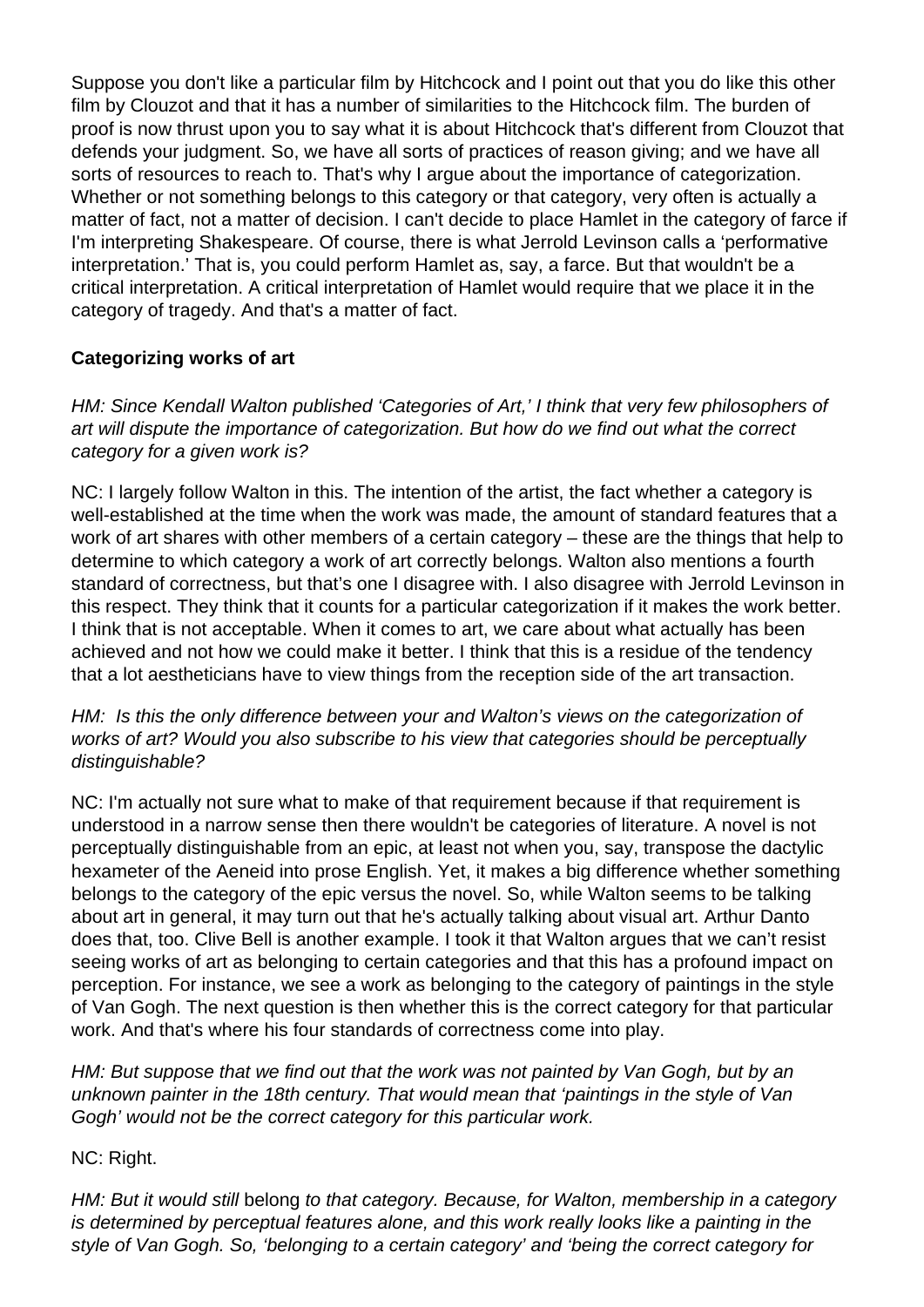Suppose you don't like a particular film by Hitchcock and I point out that you do like this other film by Clouzot and that it has a number of similarities to the Hitchcock film. The burden of proof is now thrust upon you to say what it is about Hitchcock that's different from Clouzot that defends your judgment. So, we have all sorts of practices of reason giving; and we have all sorts of resources to reach to. That's why I argue about the importance of categorization. Whether or not something belongs to this category or that category, very often is actually a matter of fact, not a matter of decision. I can't decide to place Hamlet in the category of farce if I'm interpreting Shakespeare. Of course, there is what Jerrold Levinson calls a 'performative interpretation.' That is, you could perform Hamlet as, say, a farce. But that wouldn't be a critical interpretation. A critical interpretation of Hamlet would require that we place it in the category of tragedy. And that's a matter of fact.

### Categorizing works of art

*HM: Since Kendall Walton published 'Categories of Art,' I think that very few philosophers of art will dispute the importance of categorization. But how do we find out what the correct category for a given work is?*

NC: I largely follow Walton in this. The intention of the artist, the fact whether a category is well-established at the time when the work was made, the amount of standard features that a work of art shares with other members of a certain category – these are the things that help to determine to which category a work of art correctly belongs. Walton also mentions a fourth standard of correctness, but that's one I disagree with. I also disagree with Jerrold Levinson in this respect. They think that it counts for a particular categorization if it makes the work better. I think that is not acceptable. When it comes to art, we care about what actually has been achieved and not how we could make it better. I think that this is a residue of the tendency that a lot aestheticians have to view things from the reception side of the art transaction.

*HM: Is this the only difference between your and Walton's views on the categorization of works of art? Would you also subscribe to his view that categories should be perceptually distinguishable?*

NC: I'm actually not sure what to make of that requirement because if that requirement is understood in a narrow sense then there wouldn't be categories of literature. A novel is not perceptually distinguishable from an epic, at least not when you, say, transpose the dactylic hexameter of the Aeneid into prose English. Yet, it makes a big difference whether something belongs to the category of the epic versus the novel. So, while Walton seems to be talking about art in general, it may turn out that he's actually talking about visual art. Arthur Danto does that, too. Clive Bell is another example. I took it that Walton argues that we can't resist seeing works of art as belonging to certain categories and that this has a profound impact on perception. For instance, we see a work as belonging to the category of paintings in the style of Van Gogh. The next question is then whether this is the correct category for that particular work. And that's where his four standards of correctness come into play.

*HM: But suppose that we find out that the work was not painted by Van Gogh, but by an unknown painter in the 18th century. That would mean that 'paintings in the style of Van Gogh' would not be the correct category for this particular work.*

NC: Right.

*HM: But it would still* belong *to that category. Because, for Walton, membership in a category is determined by perceptual features alone, and this work really looks like a painting in the style of Van Gogh. So, 'belonging to a certain category' and 'being the correct category for*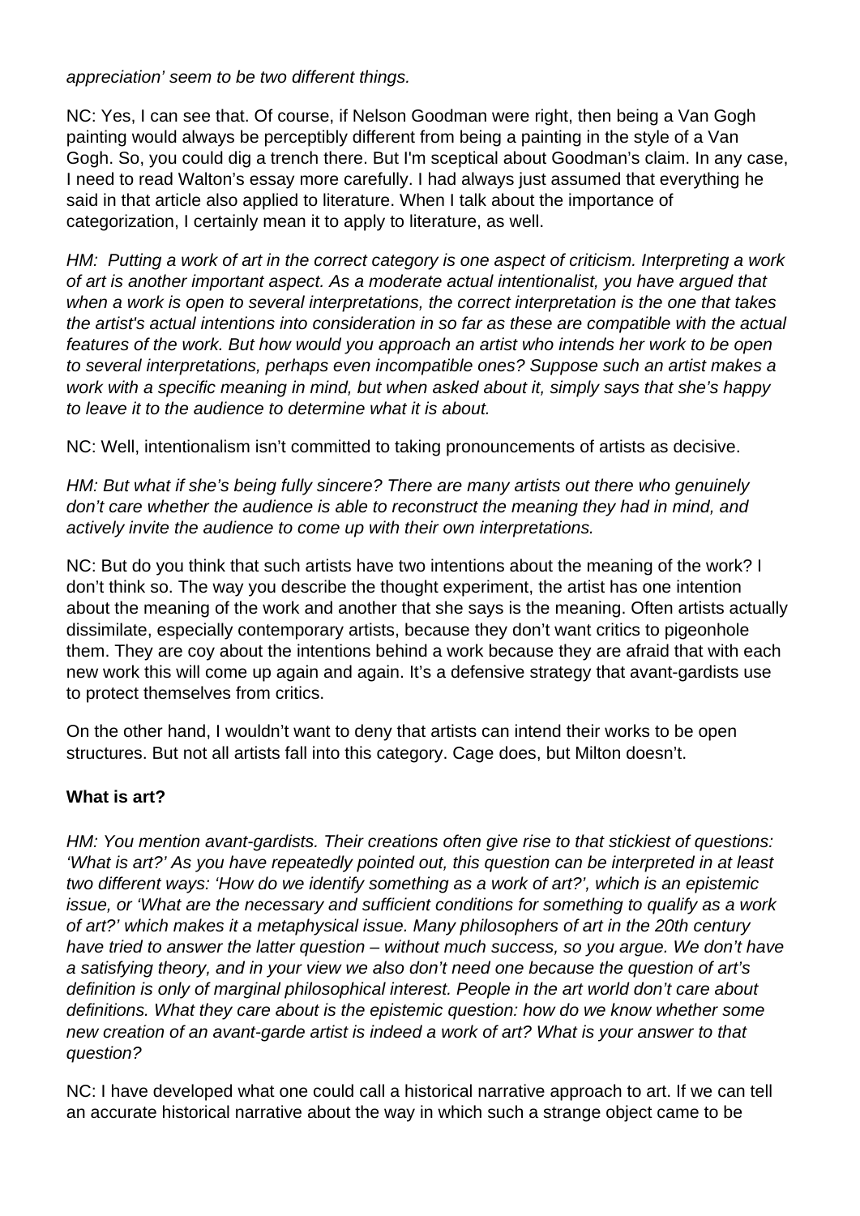*appreciation' seem to be two different things.*

NC: Yes, I can see that. Of course, if Nelson Goodman were right, then being a Van Gogh painting would always be perceptibly different from being a painting in the style of a Van Gogh. So, you could dig a trench there. But I'm sceptical about Goodman's claim. In any case, I need to read Walton's essay more carefully. I had always just assumed that everything he said in that article also applied to literature. When I talk about the importance of categorization, I certainly mean it to apply to literature, as well.

*HM: Putting a work of art in the correct category is one aspect of criticism. Interpreting a work of art is another important aspect. As a moderate actual intentionalist, you have argued that when a work is open to several interpretations, the correct interpretation is the one that takes the artist's actual intentions into consideration in so far as these are compatible with the actual features of the work. But how would you approach an artist who intends her work to be open to several interpretations, perhaps even incompatible ones? Suppose such an artist makes a work with a specific meaning in mind, but when asked about it, simply says that she's happy to leave it to the audience to determine what it is about.*

NC: Well, intentionalism isn't committed to taking pronouncements of artists as decisive.

*HM: But what if she's being fully sincere? There are many artists out there who genuinely don't care whether the audience is able to reconstruct the meaning they had in mind, and actively invite the audience to come up with their own interpretations.*

NC: But do you think that such artists have two intentions about the meaning of the work? I don't think so. The way you describe the thought experiment, the artist has one intention about the meaning of the work and another that she says is the meaning. Often artists actually dissimilate, especially contemporary artists, because they don't want critics to pigeonhole them. They are coy about the intentions behind a work because they are afraid that with each new work this will come up again and again. It's a defensive strategy that avant-gardists use to protect themselves from critics.

On the other hand, I wouldn't want to deny that artists can intend their works to be open structures. But not all artists fall into this category. Cage does, but Milton doesn't.

**What is art?**

*HM: You mention avant-gardists. Their creations often give rise to that stickiest of questions: 'What is art?' As you have repeatedly pointed out, this question can be interpreted in at least two different ways: 'How do we identify something as a work of art?', which is an epistemic issue, or 'What are the necessary and sufficient conditions for something to qualify as a work of art?' which makes it a metaphysical issue. Many philosophers of art in the 20th century have tried to answer the latter question – without much success, so you argue. We don't have a satisfying theory, and in your view we also don't need one because the question of art's definition is only of marginal philosophical interest. People in the art world don't care about definitions. What they care about is the epistemic question: how do we know whether some new creation of an avant-garde artist is indeed a work of art? What is your answer to that question?*

NC: I have developed what one could call a historical narrative approach to art. If we can tell an accurate historical narrative about the way in which such a strange object came to be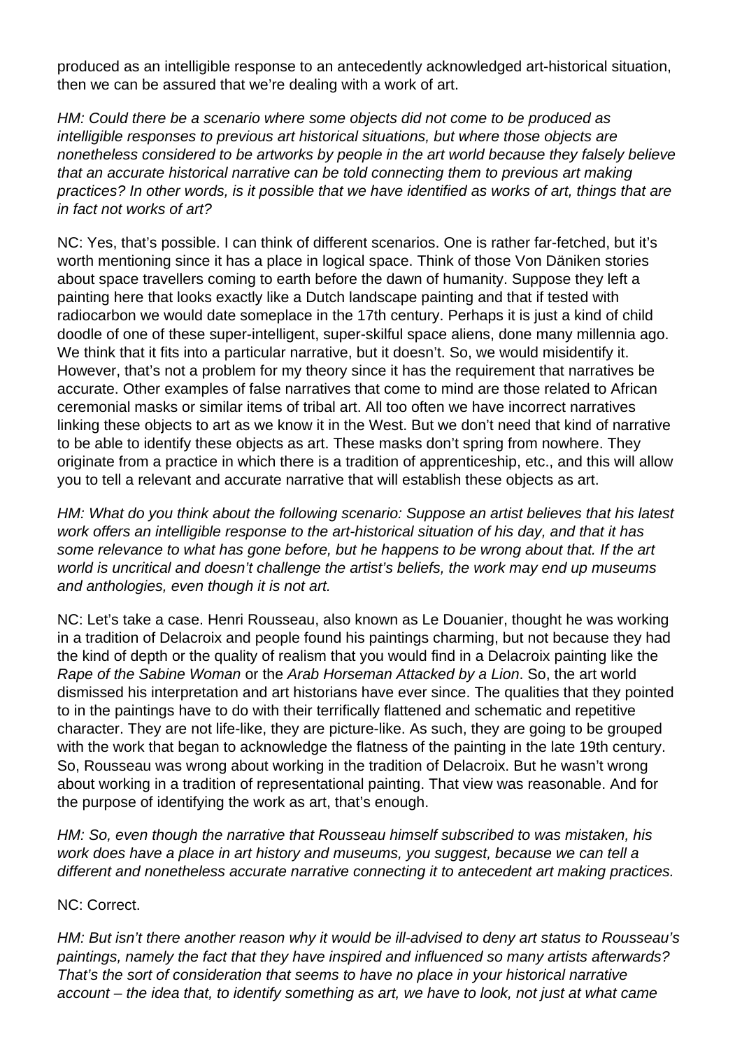produced as an intelligible response to an antecedently acknowledged art-historical situation, then we can be assured that we're dealing with a work of art.

*HM: Could there be a scenario where some objects did not come to be produced as intelligible responses to previous art historical situations, but where those objects are nonetheless considered to be artworks by people in the art world because they falsely believe that an accurate historical narrative can be told connecting them to previous art making practices? In other words, is it possible that we have identified as works of art, things that are in fact not works of art?*

NC: Yes, that's possible. I can think of different scenarios. One is rather far-fetched, but it's worth mentioning since it has a place in logical space. Think of those Von Däniken stories about space travellers coming to earth before the dawn of humanity. Suppose they left a painting here that looks exactly like a Dutch landscape painting and that if tested with radiocarbon we would date someplace in the 17th century. Perhaps it is just a kind of child doodle of one of these super-intelligent, super-skilful space aliens, done many millennia ago. We think that it fits into a particular narrative, but it doesn't. So, we would misidentify it. However, that's not a problem for my theory since it has the requirement that narratives be accurate. Other examples of false narratives that come to mind are those related to African ceremonial masks or similar items of tribal art. All too often we have incorrect narratives linking these objects to art as we know it in the West. But we don't need that kind of narrative to be able to identify these objects as art. These masks don't spring from nowhere. They originate from a practice in which there is a tradition of apprenticeship, etc., and this will allow you to tell a relevant and accurate narrative that will establish these objects as art.

*HM: What do you think about the following scenario: Suppose an artist believes that his latest work offers an intelligible response to the art-historical situation of his day, and that it has some relevance to what has gone before, but he happens to be wrong about that. If the art world is uncritical and doesn't challenge the artist's beliefs, the work may end up museums and anthologies, even though it is not art.*

NC: Let's take a case. Henri Rousseau, also known as Le Douanier, thought he was working in a tradition of Delacroix and people found his paintings charming, but not because they had the kind of depth or the quality of realism that you would find in a Delacroix painting like the *Rape of the Sabine Woman* or the *Arab Horseman Attacked by a Lion*. So, the art world dismissed his interpretation and art historians have ever since. The qualities that they pointed to in the paintings have to do with their terrifically flattened and schematic and repetitive character. They are not life-like, they are picture-like. As such, they are going to be grouped with the work that began to acknowledge the flatness of the painting in the late 19th century. So, Rousseau was wrong about working in the tradition of Delacroix. But he wasn't wrong about working in a tradition of representational painting. That view was reasonable. And for the purpose of identifying the work as art, that's enough.

*HM: So, even though the narrative that Rousseau himself subscribed to was mistaken, his work does have a place in art history and museums, you suggest, because we can tell a different and nonetheless accurate narrative connecting it to antecedent art making practices.*

NC: Correct.

*HM: But isn't there another reason why it would be ill-advised to deny art status to Rousseau's paintings, namely the fact that they have inspired and influenced so many artists afterwards? That's the sort of consideration that seems to have no place in your historical narrative account – the idea that, to identify something as art, we have to look, not just at what came*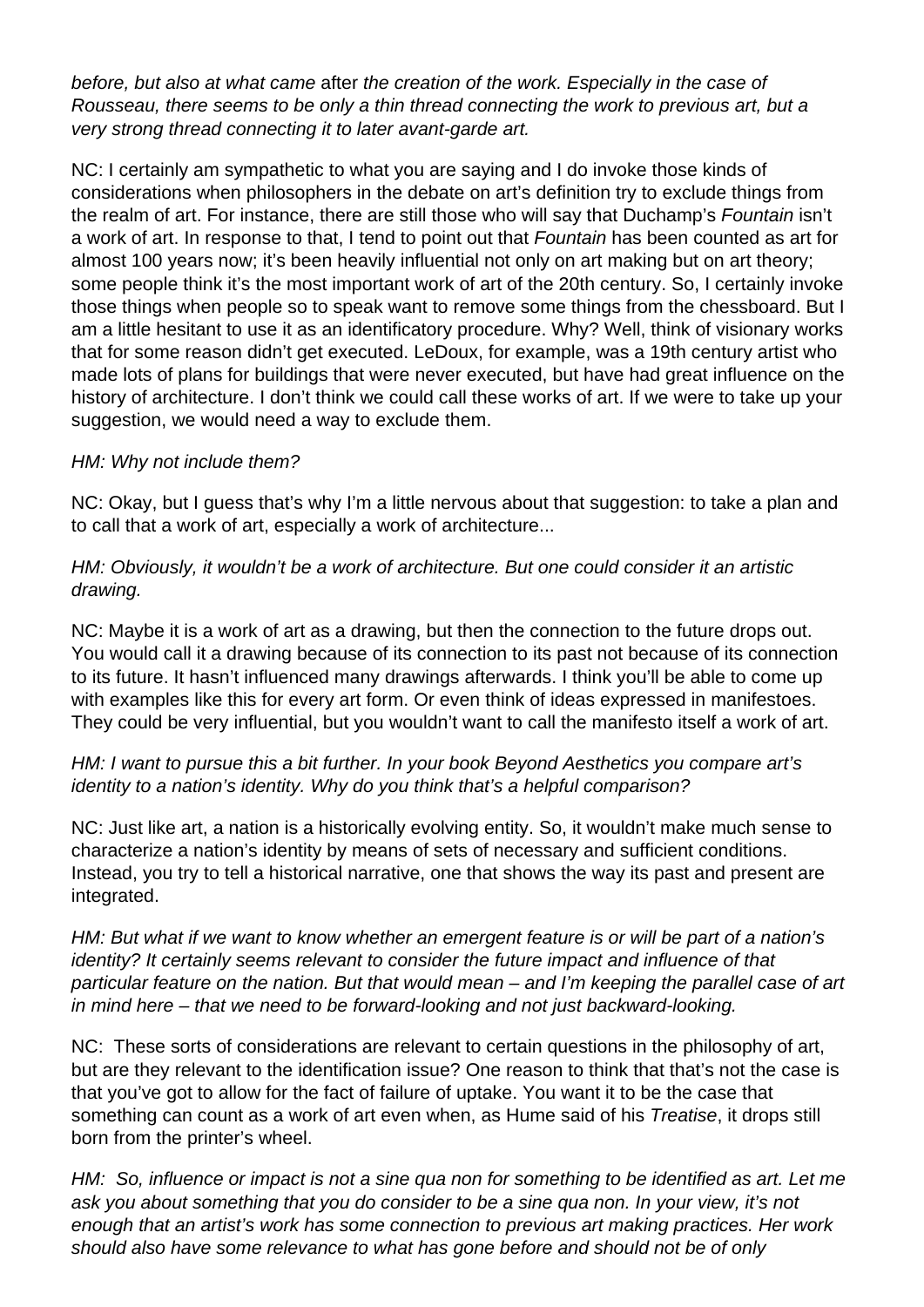*before, but also at what came* after *the creation of the work. Especially in the case of Rousseau, there seems to be only a thin thread connecting the work to previous art, but a very strong thread connecting it to later avant-garde art.*

NC: I certainly am sympathetic to what you are saying and I do invoke those kinds of considerations when philosophers in the debate on art's definition try to exclude things from the realm of art. For instance, there are still those who will say that Duchamp's *Fountain* isn't a work of art. In response to that, I tend to point out that *Fountain* has been counted as art for almost 100 years now; it's been heavily influential not only on art making but on art theory; some people think it's the most important work of art of the 20th century. So, I certainly invoke those things when people so to speak want to remove some things from the chessboard. But I am a little hesitant to use it as an identificatory procedure. Why? Well, think of visionary works that for some reason didn't get executed. LeDoux, for example, was a 19th century artist who made lots of plans for buildings that were never executed, but have had great influence on the history of architecture. I don't think we could call these works of art. If we were to take up your suggestion, we would need a way to exclude them.

*HM: Why not include them?*

NC: Okay, but I guess that's why I'm a little nervous about that suggestion: to take a plan and to call that a work of art, especially a work of architecture...

*HM: Obviously, it wouldn't be a work of architecture. But one could consider it an artistic drawing.*

NC: Maybe it is a work of art as a drawing, but then the connection to the future drops out. You would call it a drawing because of its connection to its past not because of its connection to its future. It hasn't influenced many drawings afterwards. I think you'll be able to come up with examples like this for every art form. Or even think of ideas expressed in manifestoes. They could be very influential, but you wouldn't want to call the manifesto itself a work of art.

*HM: I want to pursue this a bit further. In your book Beyond Aesthetics you compare art's identity to a nation's identity. Why do you think that's a helpful comparison?*

NC: Just like art, a nation is a historically evolving entity. So, it wouldn't make much sense to characterize a nation's identity by means of sets of necessary and sufficient conditions. Instead, you try to tell a historical narrative, one that shows the way its past and present are integrated.

*HM: But what if we want to know whether an emergent feature is or will be part of a nation's identity? It certainly seems relevant to consider the future impact and influence of that particular feature on the nation. But that would mean – and I'm keeping the parallel case of art in mind here – that we need to be forward-looking and not just backward-looking.*

NC: These sorts of considerations are relevant to certain questions in the philosophy of art, but are they relevant to the identification issue? One reason to think that that's not the case is that you've got to allow for the fact of failure of uptake. You want it to be the case that something can count as a work of art even when, as Hume said of his *Treatise*, it drops still born from the printer's wheel.

*HM: So, influence or impact is not a sine qua non for something to be identified as art. Let me ask you about something that you do consider to be a sine qua non. In your view, it's not enough that an artist's work has some connection to previous art making practices. Her work should also have some relevance to what has gone before and should not be of only*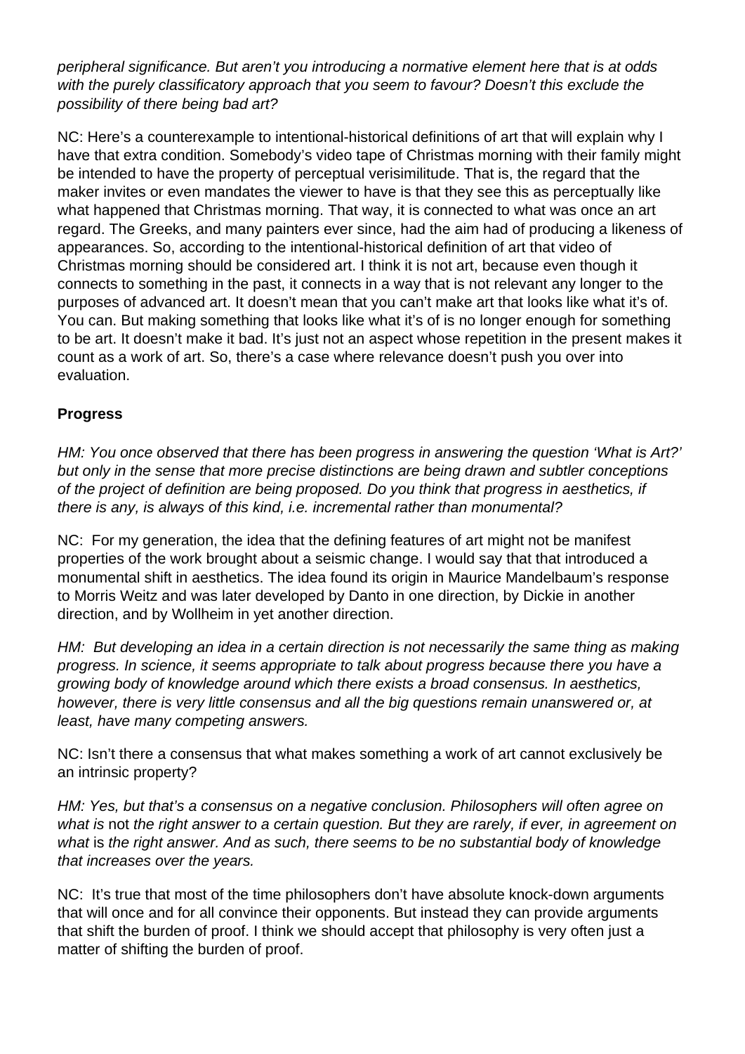*peripheral significance. But aren't you introducing a normative element here that is at odds with the purely classificatory approach that you seem to favour? Doesn't this exclude the possibility of there being bad art?*

NC: Here's a counterexample to intentional-historical definitions of art that will explain why I have that extra condition. Somebody's video tape of Christmas morning with their family might be intended to have the property of perceptual verisimilitude. That is, the regard that the maker invites or even mandates the viewer to have is that they see this as perceptually like what happened that Christmas morning. That way, it is connected to what was once an art regard. The Greeks, and many painters ever since, had the aim had of producing a likeness of appearances. So, according to the intentional-historical definition of art that video of Christmas morning should be considered art. I think it is not art, because even though it connects to something in the past, it connects in a way that is not relevant any longer to the purposes of advanced art. It doesn't mean that you can't make art that looks like what it's of. You can. But making something that looks like what it's of is no longer enough for something to be art. It doesn't make it bad. It's just not an aspect whose repetition in the present makes it count as a work of art. So, there's a case where relevance doesn't push you over into evaluation.

**Progress**

*HM: You once observed that there has been progress in answering the question 'What is Art?' but only in the sense that more precise distinctions are being drawn and subtler conceptions of the project of definition are being proposed. Do you think that progress in aesthetics, if there is any, is always of this kind, i.e. incremental rather than monumental?*

NC: For my generation, the idea that the defining features of art might not be manifest properties of the work brought about a seismic change. I would say that that introduced a monumental shift in aesthetics. The idea found its origin in Maurice Mandelbaum's response to Morris Weitz and was later developed by Danto in one direction, by Dickie in another direction, and by Wollheim in yet another direction.

*HM: But developing an idea in a certain direction is not necessarily the same thing as making progress. In science, it seems appropriate to talk about progress because there you have a growing body of knowledge around which there exists a broad consensus. In aesthetics, however, there is very little consensus and all the big questions remain unanswered or, at least, have many competing answers.*

NC: Isn't there a consensus that what makes something a work of art cannot exclusively be an intrinsic property?

*HM: Yes, but that's a consensus on a negative conclusion. Philosophers will often agree on what is* not *the right answer to a certain question. But they are rarely, if ever, in agreement on what* is *the right answer. And as such, there seems to be no substantial body of knowledge that increases over the years.*

NC: It's true that most of the time philosophers don't have absolute knock-down arguments that will once and for all convince their opponents. But instead they can provide arguments that shift the burden of proof. I think we should accept that philosophy is very often just a matter of shifting the burden of proof.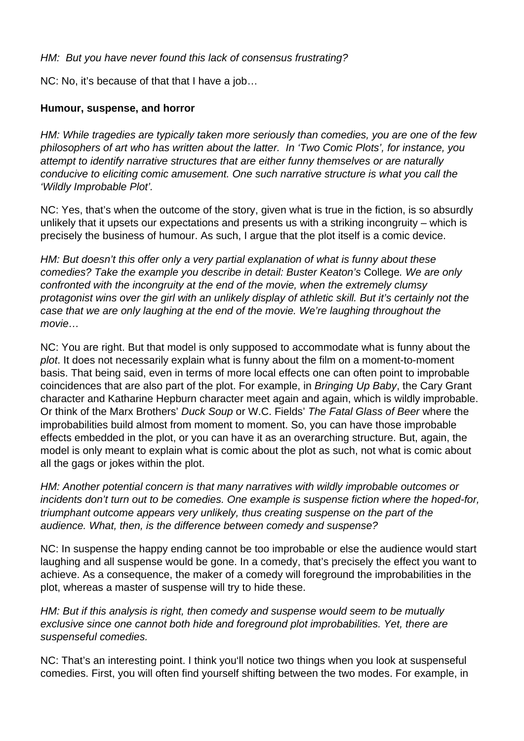*HM: But you have never found this lack of consensus frustrating?*

NC: No, it's because of that that I have a job…

**Humour, suspense, and horror**

*HM: While tragedies are typically taken more seriously than comedies, you are one of the few philosophers of art who has written about the latter. In 'Two Comic Plots', for instance, you attempt to identify narrative structures that are either funny themselves or are naturally conducive to eliciting comic amusement. One such narrative structure is what you call the 'Wildly Improbable Plot'.*

NC: Yes, that's when the outcome of the story, given what is true in the fiction, is so absurdly unlikely that it upsets our expectations and presents us with a striking incongruity – which is precisely the business of humour. As such, I argue that the plot itself is a comic device.

*HM: But doesn't this offer only a very partial explanation of what is funny about these comedies? Take the example you describe in detail: Buster Keaton's* College*. We are only confronted with the incongruity at the end of the movie, when the extremely clumsy protagonist wins over the girl with an unlikely display of athletic skill. But it's certainly not the case that we are only laughing at the end of the movie. We're laughing throughout the movie…*

NC: You are right. But that model is only supposed to accommodate what is funny about the *plot*. It does not necessarily explain what is funny about the film on a moment-to-moment basis. That being said, even in terms of more local effects one can often point to improbable coincidences that are also part of the plot. For example, in *Bringing Up Baby*, the Cary Grant character and Katharine Hepburn character meet again and again, which is wildly improbable. Or think of the Marx Brothers' *Duck Soup* or W.C. Fields' *The Fatal Glass of Beer* where the improbabilities build almost from moment to moment. So, you can have those improbable effects embedded in the plot, or you can have it as an overarching structure. But, again, the model is only meant to explain what is comic about the plot as such, not what is comic about all the gags or jokes within the plot.

*HM: Another potential concern is that many narratives with wildly improbable outcomes or incidents don't turn out to be comedies. One example is suspense fiction where the hoped-for, triumphant outcome appears very unlikely, thus creating suspense on the part of the audience. What, then, is the difference between comedy and suspense?*

NC: In suspense the happy ending cannot be too improbable or else the audience would start laughing and all suspense would be gone. In a comedy, that's precisely the effect you want to achieve. As a consequence, the maker of a comedy will foreground the improbabilities in the plot, whereas a master of suspense will try to hide these.

*HM: But if this analysis is right, then comedy and suspense would seem to be mutually exclusive since one cannot both hide and foreground plot improbabilities. Yet, there are suspenseful comedies.*

NC: That's an interesting point. I think you'll notice two things when you look at suspenseful comedies. First, you will often find yourself shifting between the two modes. For example, in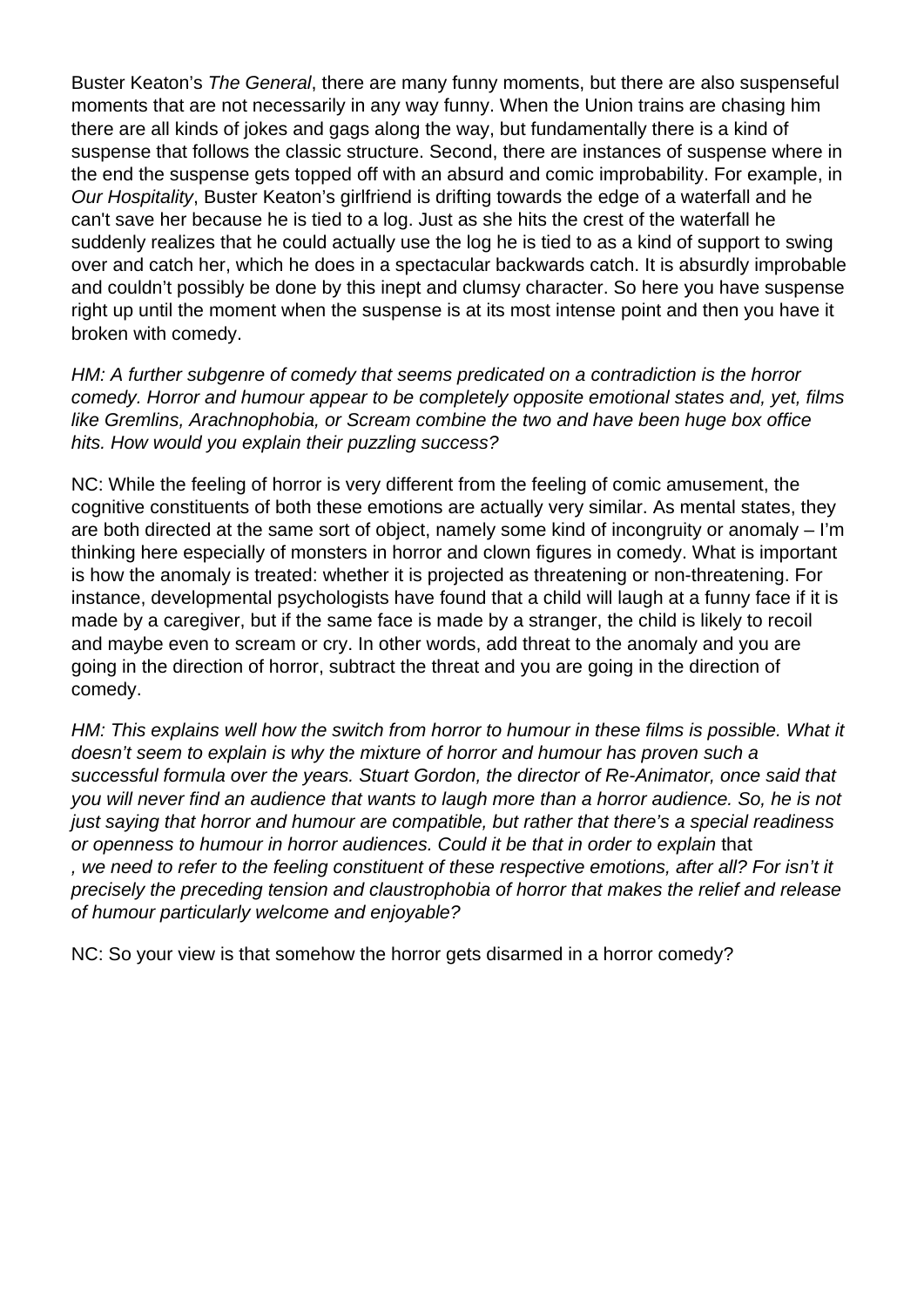Buster Keaton's *The General*, there are many funny moments, but there are also suspenseful moments that are not necessarily in any way funny. When the Union trains are chasing him there are all kinds of jokes and gags along the way, but fundamentally there is a kind of suspense that follows the classic structure. Second, there are instances of suspense where in the end the suspense gets topped off with an absurd and comic improbability. For example, in *Our Hospitality*, Buster Keaton's girlfriend is drifting towards the edge of a waterfall and he can't save her because he is tied to a log. Just as she hits the crest of the waterfall he suddenly realizes that he could actually use the log he is tied to as a kind of support to swing over and catch her, which he does in a spectacular backwards catch. It is absurdly improbable and couldn't possibly be done by this inept and clumsy character. So here you have suspense right up until the moment when the suspense is at its most intense point and then you have it broken with comedy.

*HM: A further subgenre of comedy that seems predicated on a contradiction is the horror comedy. Horror and humour appear to be completely opposite emotional states and, yet, films like Gremlins, Arachnophobia, or Scream combine the two and have been huge box office hits. How would you explain their puzzling success?*

NC: While the feeling of horror is very different from the feeling of comic amusement, the cognitive constituents of both these emotions are actually very similar. As mental states, they are both directed at the same sort of object, namely some kind of incongruity or anomaly – I'm thinking here especially of monsters in horror and clown figures in comedy. What is important is how the anomaly is treated: whether it is projected as threatening or non-threatening. For instance, developmental psychologists have found that a child will laugh at a funny face if it is made by a caregiver, but if the same face is made by a stranger, the child is likely to recoil and maybe even to scream or cry. In other words, add threat to the anomaly and you are going in the direction of horror, subtract the threat and you are going in the direction of comedy.

*HM: This explains well how the switch from horror to humour in these films is possible. What it doesn't seem to explain is why the mixture of horror and humour has proven such a successful formula over the years. Stuart Gordon, the director of Re-Animator, once said that you will never find an audience that wants to laugh more than a horror audience. So, he is not just saying that horror and humour are compatible, but rather that there's a special readiness or openness to humour in horror audiences. Could it be that in order to explain* that*, we need to refer to the feeling constituent of these respective emotions, after all? For isn't it precisely the preceding tension and claustrophobia of horror that makes the relief and release of humour particularly welcome and enjoyable?*

NC: So your view is that somehow the horror gets disarmed in a horror comedy?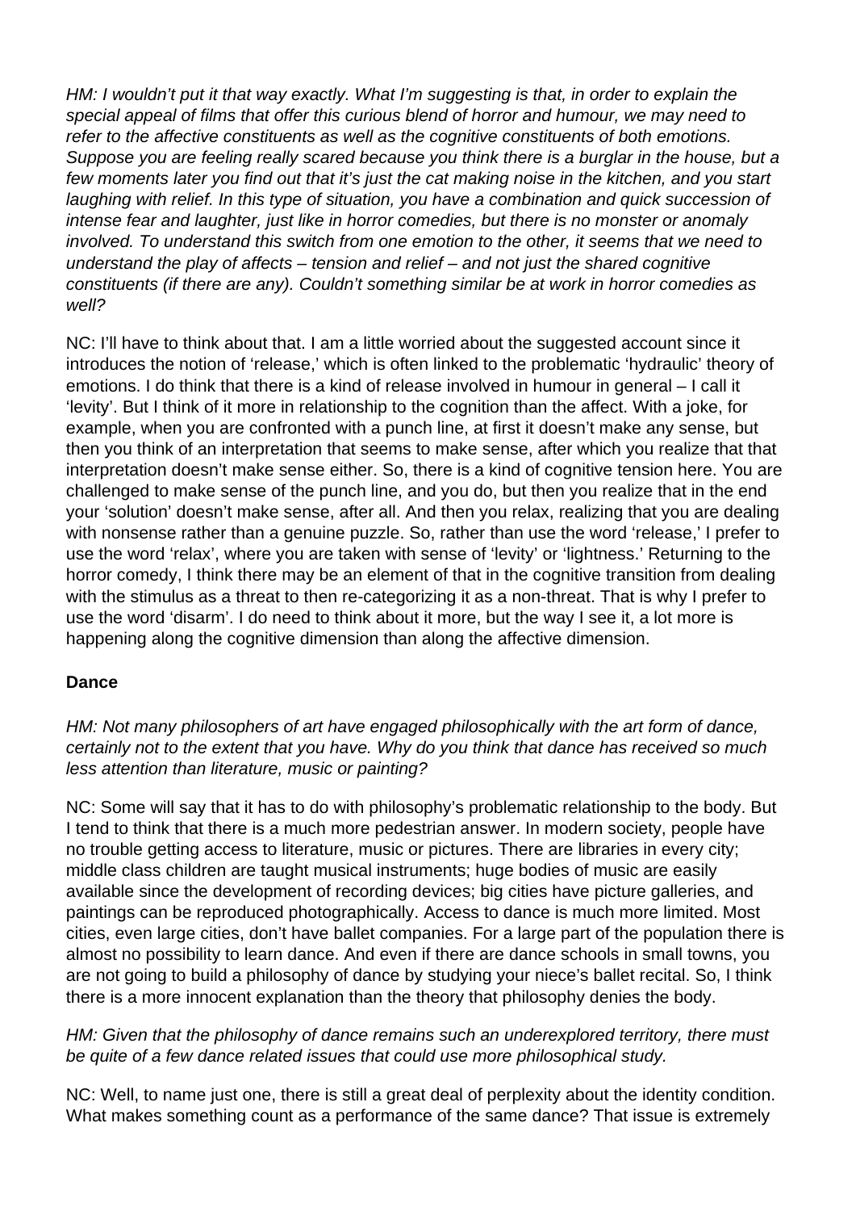*HM: I wouldn't put it that way exactly. What I'm suggesting is that, in order to explain the special appeal of films that offer this curious blend of horror and humour, we may need to refer to the affective constituents as well as the cognitive constituents of both emotions. Suppose you are feeling really scared because you think there is a burglar in the house, but a few moments later you find out that it's just the cat making noise in the kitchen, and you start laughing with relief. In this type of situation, you have a combination and quick succession of intense fear and laughter, just like in horror comedies, but there is no monster or anomaly involved. To understand this switch from one emotion to the other, it seems that we need to understand the play of affects – tension and relief – and not just the shared cognitive constituents (if there are any). Couldn't something similar be at work in horror comedies as well?*

NC: I'll have to think about that. I am a little worried about the suggested account since it introduces the notion of 'release,' which is often linked to the problematic 'hydraulic' theory of emotions. I do think that there is a kind of release involved in humour in general – I call it 'levity'. But I think of it more in relationship to the cognition than the affect. With a joke, for example, when you are confronted with a punch line, at first it doesn't make any sense, but then you think of an interpretation that seems to make sense, after which you realize that that interpretation doesn't make sense either. So, there is a kind of cognitive tension here. You are challenged to make sense of the punch line, and you do, but then you realize that in the end your 'solution' doesn't make sense, after all. And then you relax, realizing that you are dealing with nonsense rather than a genuine puzzle. So, rather than use the word 'release,' I prefer to use the word 'relax', where you are taken with sense of 'levity' or 'lightness.' Returning to the horror comedy, I think there may be an element of that in the cognitive transition from dealing with the stimulus as a threat to then re-categorizing it as a non-threat. That is why I prefer to use the word 'disarm'. I do need to think about it more, but the way I see it, a lot more is happening along the cognitive dimension than along the affective dimension.

**Dance**

*HM: Not many philosophers of art have engaged philosophically with the art form of dance, certainly not to the extent that you have. Why do you think that dance has received so much less attention than literature, music or painting?*

NC: Some will say that it has to do with philosophy's problematic relationship to the body. But I tend to think that there is a much more pedestrian answer. In modern society, people have no trouble getting access to literature, music or pictures. There are libraries in every city; middle class children are taught musical instruments; huge bodies of music are easily available since the development of recording devices; big cities have picture galleries, and paintings can be reproduced photographically. Access to dance is much more limited. Most cities, even large cities, don't have ballet companies. For a large part of the population there is almost no possibility to learn dance. And even if there are dance schools in small towns, you are not going to build a philosophy of dance by studying your niece's ballet recital. So, I think there is a more innocent explanation than the theory that philosophy denies the body.

*HM: Given that the philosophy of dance remains such an underexplored territory, there must be quite of a few dance related issues that could use more philosophical study.*

NC: Well, to name just one, there is still a great deal of perplexity about the identity condition. What makes something count as a performance of the same dance? That issue is extremely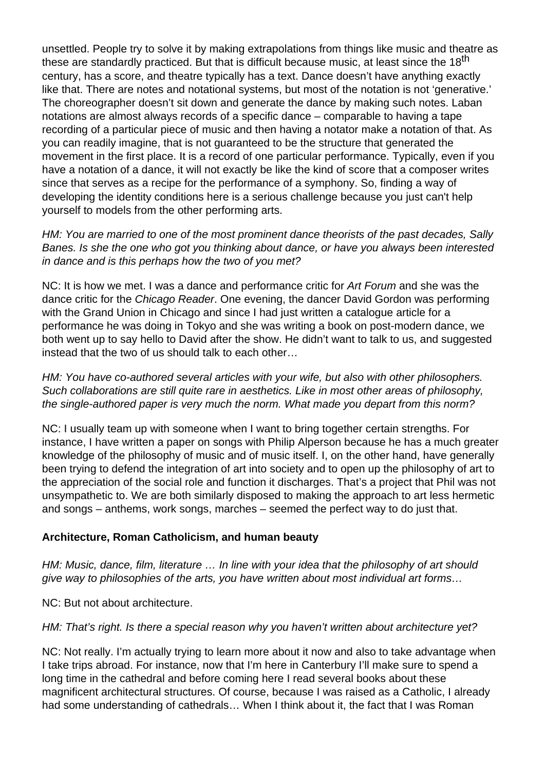unsettled. People try to solve it by making extrapolations from things like music and theatre as these are standardly practiced. But that is difficult because music, at least since the 18th century, has a score, and theatre typically has a text. Dance doesn't have anything exactly like that. There are notes and notational systems, but most of the notation is not 'generative.' The choreographer doesn't sit down and generate the dance by making such notes. Laban notations are almost always records of a specific dance – comparable to having a tape recording of a particular piece of music and then having a notator make a notation of that. As you can readily imagine, that is not guaranteed to be the structure that generated the movement in the first place. It is a record of one particular performance. Typically, even if you have a notation of a dance, it will not exactly be like the kind of score that a composer writes since that serves as a recipe for the performance of a symphony. So, finding a way of developing the identity conditions here is a serious challenge because you just can't help yourself to models from the other performing arts.

*HM: You are married to one of the most prominent dance theorists of the past decades, Sally Banes. Is she the one who got you thinking about dance, or have you always been interested in dance and is this perhaps how the two of you met?*

NC: It is how we met. I was a dance and performance critic for *Art Forum* and she was the dance critic for the *Chicago Reader*. One evening, the dancer David Gordon was performing with the Grand Union in Chicago and since I had just written a catalogue article for a performance he was doing in Tokyo and she was writing a book on post-modern dance, we both went up to say hello to David after the show. He didn't want to talk to us, and suggested instead that the two of us should talk to each other…

*HM: You have co-authored several articles with your wife, but also with other philosophers. Such collaborations are still quite rare in aesthetics. Like in most other areas of philosophy, the single-authored paper is very much the norm. What made you depart from this norm?*

NC: I usually team up with someone when I want to bring together certain strengths. For instance, I have written a paper on songs with Philip Alperson because he has a much greater knowledge of the philosophy of music and of music itself. I, on the other hand, have generally been trying to defend the integration of art into society and to open up the philosophy of art to the appreciation of the social role and function it discharges. That's a project that Phil was not unsympathetic to. We are both similarly disposed to making the approach to art less hermetic and songs – anthems, work songs, marches – seemed the perfect way to do just that.

**Architecture, Roman Catholicism, and human beauty**

*HM: Music, dance, film, literature … In line with your idea that the philosophy of art should give way to philosophies of the arts, you have written about most individual art forms…*

NC: But not about architecture.

*HM: That's right. Is there a special reason why you haven't written about architecture yet?*

NC: Not really. I'm actually trying to learn more about it now and also to take advantage when I take trips abroad. For instance, now that I'm here in Canterbury I'll make sure to spend a long time in the cathedral and before coming here I read several books about these magnificent architectural structures. Of course, because I was raised as a Catholic, I already had some understanding of cathedrals… When I think about it, the fact that I was Roman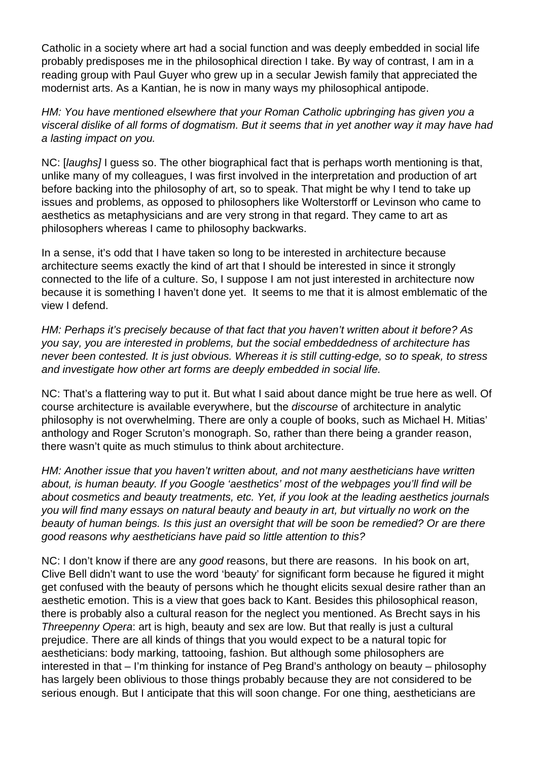Catholic in a society where art had a social function and was deeply embedded in social life probably predisposes me in the philosophical direction I take. By way of contrast, I am in a reading group with Paul Guyer who grew up in a secular Jewish family that appreciated the modernist arts. As a Kantian, he is now in many ways my philosophical antipode.

*HM: You have mentioned elsewhere that your Roman Catholic upbringing has given you a visceral dislike of all forms of dogmatism. But it seems that in yet another way it may have had a lasting impact on you.*

NC: [*laughs]* I guess so. The other biographical fact that is perhaps worth mentioning is that, unlike many of my colleagues, I was first involved in the interpretation and production of art before backing into the philosophy of art, so to speak. That might be why I tend to take up issues and problems, as opposed to philosophers like Wolterstorff or Levinson who came to aesthetics as metaphysicians and are very strong in that regard. They came to art as philosophers whereas I came to philosophy backwarks.

In a sense, it's odd that I have taken so long to be interested in architecture because architecture seems exactly the kind of art that I should be interested in since it strongly connected to the life of a culture. So, I suppose I am not just interested in architecture now because it is something I haven't done yet. It seems to me that it is almost emblematic of the view I defend.

*HM: Perhaps it's precisely because of that fact that you haven't written about it before? As you say, you are interested in problems, but the social embeddedness of architecture has never been contested. It is just obvious. Whereas it is still cutting-edge, so to speak, to stress and investigate how other art forms are deeply embedded in social life.*

NC: That's a flattering way to put it. But what I said about dance might be true here as well. Of course architecture is available everywhere, but the *discourse* of architecture in analytic philosophy is not overwhelming. There are only a couple of books, such as Michael H. Mitias' anthology and Roger Scruton's monograph. So, rather than there being a grander reason, there wasn't quite as much stimulus to think about architecture.

*HM: Another issue that you haven't written about, and not many aestheticians have written about, is human beauty. If you Google 'aesthetics' most of the webpages you'll find will be about cosmetics and beauty treatments, etc. Yet, if you look at the leading aesthetics journals you will find many essays on natural beauty and beauty in art, but virtually no work on the beauty of human beings. Is this just an oversight that will be soon be remedied? Or are there good reasons why aestheticians have paid so little attention to this?*

NC: I don't know if there are any *good* reasons, but there are reasons. In his book on art, Clive Bell didn't want to use the word 'beauty' for significant form because he figured it might get confused with the beauty of persons which he thought elicits sexual desire rather than an aesthetic emotion. This is a view that goes back to Kant. Besides this philosophical reason, there is probably also a cultural reason for the neglect you mentioned. As Brecht says in his *Threepenny Opera*: art is high, beauty and sex are low. But that really is just a cultural prejudice. There are all kinds of things that you would expect to be a natural topic for aestheticians: body marking, tattooing, fashion. But although some philosophers are interested in that – I'm thinking for instance of Peg Brand's anthology on beauty – philosophy has largely been oblivious to those things probably because they are not considered to be serious enough. But I anticipate that this will soon change. For one thing, aestheticians are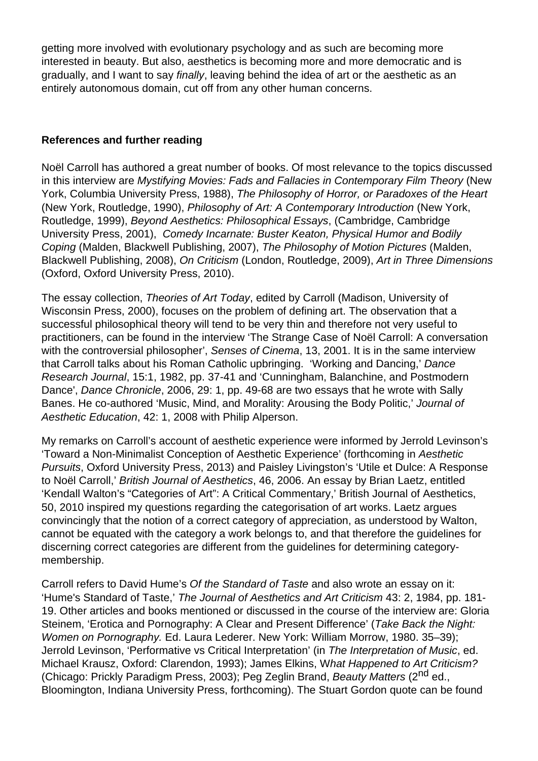getting more involved with evolutionary psychology and as such are becoming more interested in beauty. But also, aesthetics is becoming more and more democratic and is gradually, and I want to say *finally*, leaving behind the idea of art or the aesthetic as an entirely autonomous domain, cut off from any other human concerns.

**References and further reading**

Noël Carroll has authored a great number of books. Of most relevance to the topics discussed in this interview are *Mystifying Movies: Fads and Fallacies in Contemporary Film Theory* (New York, Columbia University Press, 1988), *The Philosophy of Horror, or Paradoxes of the Heart* (New York, Routledge, 1990), *Philosophy of Art: A Contemporary Introduction* (New York, Routledge, 1999), *Beyond Aesthetics: Philosophical Essays*, (Cambridge, Cambridge University Press, 2001), *Comedy Incarnate: Buster Keaton, Physical Humor and Bodily Coping* (Malden, Blackwell Publishing, 2007), *The Philosophy of Motion Pictures* (Malden, Blackwell Publishing, 2008), *On Criticism* (London, Routledge, 2009), *Art in Three Dimensions* (Oxford, Oxford University Press, 2010).

The essay collection, *Theories of Art Today*, edited by Carroll (Madison, University of Wisconsin Press, 2000), focuses on the problem of defining art. The observation that a successful philosophical theory will tend to be very thin and therefore not very useful to practitioners, can be found in the interview 'The Strange Case of Noël Carroll: A conversation with the controversial philosopher', *Senses of Cinema*, 13, 2001. It is in the same interview that Carroll talks about his Roman Catholic upbringing. 'Working and Dancing,' *Dance Research Journal*, 15:1, 1982, pp. 37-41 and 'Cunningham, Balanchine, and Postmodern Dance', *Dance Chronicle*, 2006, 29: 1, pp. 49-68 are two essays that he wrote with Sally Banes. He co-authored 'Music, Mind, and Morality: Arousing the Body Politic,' *Journal of Aesthetic Education*, 42: 1, 2008 with Philip Alperson.

My remarks on Carroll's account of aesthetic experience were informed by Jerrold Levinson's 'Toward a Non-Minimalist Conception of Aesthetic Experience' (forthcoming in *Aesthetic Pursuits*, Oxford University Press, 2013) and Paisley Livingston's 'Utile et Dulce: A Response to Noël Carroll,' *British Journal of Aesthetics*, 46, 2006. An essay by Brian Laetz, entitled 'Kendall Walton's "Categories of Art": A Critical Commentary,' British Journal of Aesthetics, 50, 2010 inspired my questions regarding the categorisation of art works. Laetz argues convincingly that the notion of a correct category of appreciation, as understood by Walton, cannot be equated with the category a work belongs to, and that therefore the guidelines for discerning correct categories are different from the guidelines for determining category-membership.

Carroll refers to David Hume's *Of the Standard of Taste* and also wrote an essay on it: 'Hume's Standard of Taste,' *The Journal of Aesthetics and Art Criticism* 43: 2, 1984, pp. 181-19. Other articles and books mentioned or discussed in the course of the interview are: Gloria Steinem, 'Erotica and Pornography: A Clear and Present Difference' (*Take Back the Night: Women on Pornography.* Ed. Laura Lederer. New York: William Morrow, 1980. 35–39); Jerrold Levinson, 'Performative vs Critical Interpretation' (in *The Interpretation of Music*, ed. Michael Krausz, Oxford: Clarendon, 1993); James Elkins, *What Happened to Art Criticism?* (Chicago: Prickly Paradigm Press, 2003); Peg Zeglin Brand, *Beauty Matters* (2nd ed., Bloomington, Indiana University Press, forthcoming). The Stuart Gordon quote can be found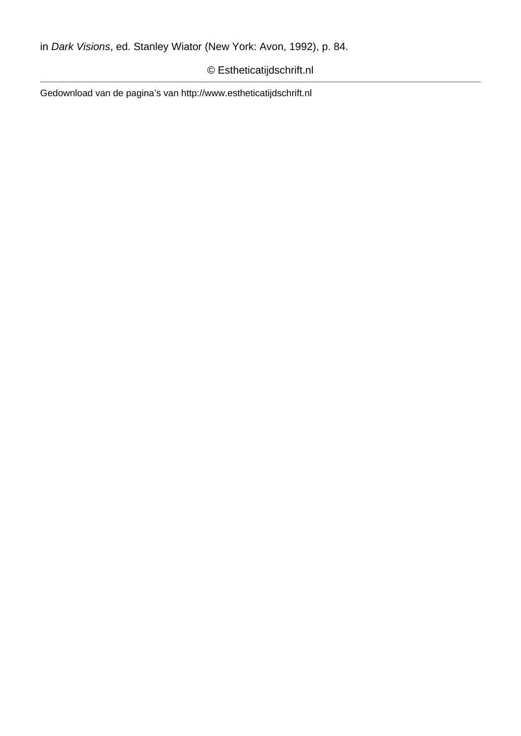in *Dark Visions*, ed. Stanley Wiator (New York: Avon, 1992), p. 84.

© Estheticatijdschrift.nl

---

Gedownload van de pagina's van http://www.estheticatijdschrift.nl